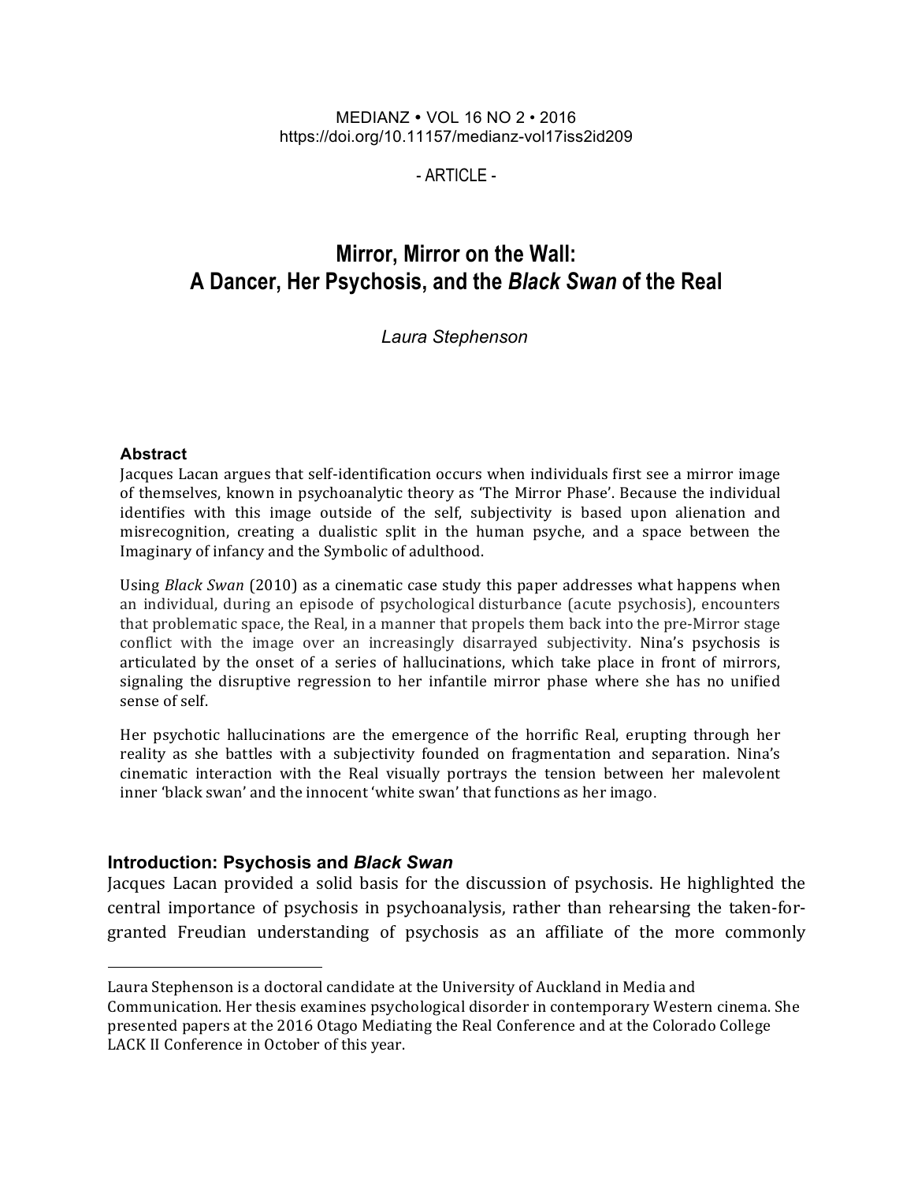MEDIANZ • VOL 16 NO 2 • 2016
https://doi.org/10.11157/medianz-vol17iss2id209

- ARTICLE -

# Mirror, Mirror on the Wall: A Dancer, Her Psychosis, and the *Black Swan* of the Real

*Laura Stephenson*

### Abstract

Jacques Lacan argues that self-identification occurs when individuals first see a mirror image of themselves, known in psychoanalytic theory as 'The Mirror Phase'. Because the individual identifies with this image outside of the self, subjectivity is based upon alienation and misrecognition, creating a dualistic split in the human psyche, and a space between the Imaginary of infancy and the Symbolic of adulthood.

Using *Black Swan* (2010) as a cinematic case study this paper addresses what happens when an individual, during an episode of psychological disturbance (acute psychosis), encounters that problematic space, the Real, in a manner that propels them back into the pre-Mirror stage conflict with the image over an increasingly disarrayed subjectivity. Nina's psychosis is articulated by the onset of a series of hallucinations, which take place in front of mirrors, signaling the disruptive regression to her infantile mirror phase where she has no unified sense of self.

Her psychotic hallucinations are the emergence of the horrific Real, erupting through her reality as she battles with a subjectivity founded on fragmentation and separation. Nina's cinematic interaction with the Real visually portrays the tension between her malevolent inner 'black swan' and the innocent 'white swan' that functions as her imago.

## Introduction: Psychosis and *Black Swan*

Jacques Lacan provided a solid basis for the discussion of psychosis. He highlighted the central importance of psychosis in psychoanalysis, rather than rehearsing the taken-for-granted Freudian understanding of psychosis as an affiliate of the more commonly

---

Laura Stephenson is a doctoral candidate at the University of Auckland in Media and Communication. Her thesis examines psychological disorder in contemporary Western cinema. She presented papers at the 2016 Otago Mediating the Real Conference and at the Colorado College LACK II Conference in October of this year.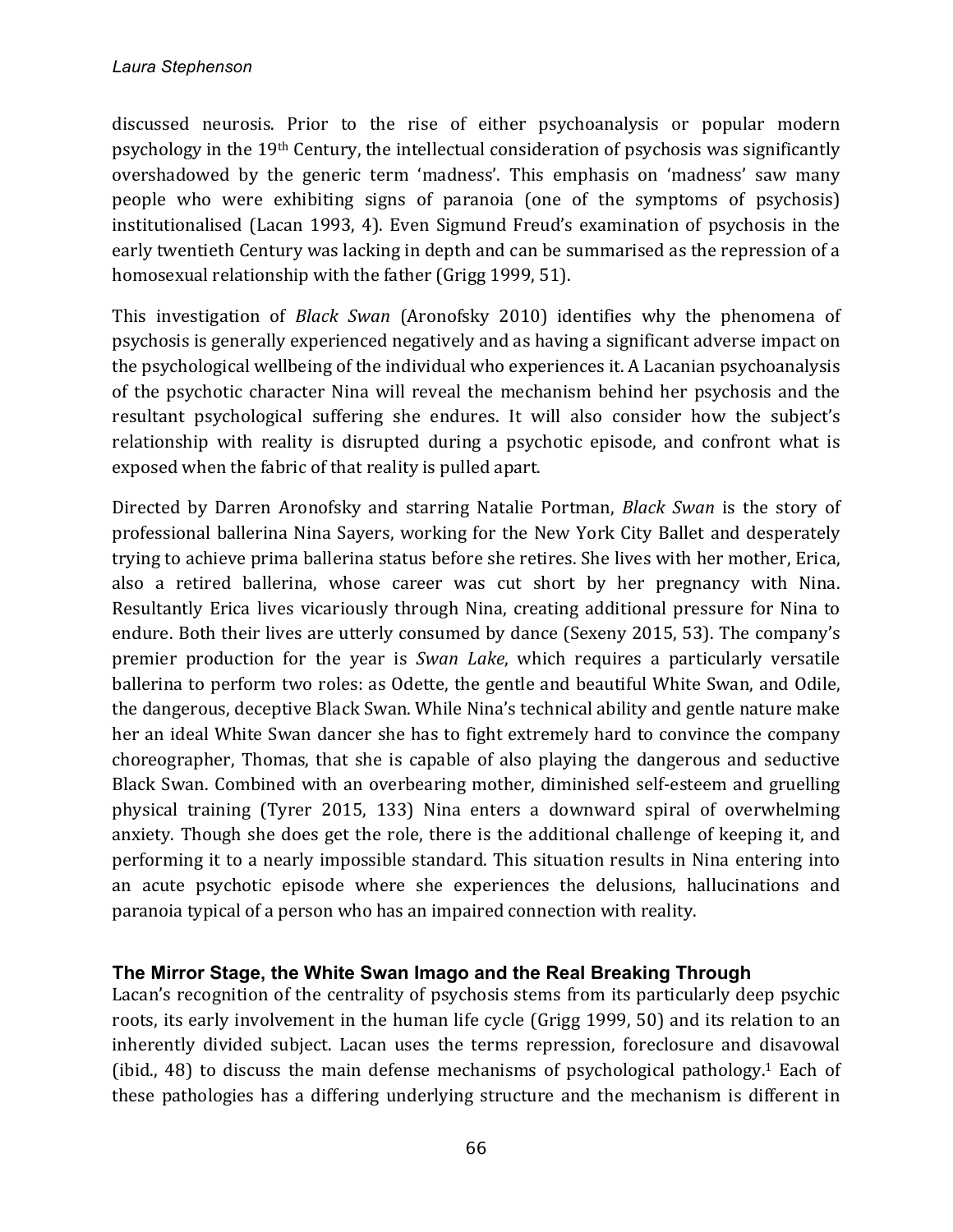discussed neurosis. Prior to the rise of either psychoanalysis or popular modern psychology in the 19th Century, the intellectual consideration of psychosis was significantly overshadowed by the generic term 'madness'. This emphasis on 'madness' saw many people who were exhibiting signs of paranoia (one of the symptoms of psychosis) institutionalised (Lacan 1993, 4). Even Sigmund Freud's examination of psychosis in the early twentieth Century was lacking in depth and can be summarised as the repression of a homosexual relationship with the father (Grigg 1999, 51).

This investigation of *Black Swan* (Aronofsky 2010) identifies why the phenomena of psychosis is generally experienced negatively and as having a significant adverse impact on the psychological wellbeing of the individual who experiences it. A Lacanian psychoanalysis of the psychotic character Nina will reveal the mechanism behind her psychosis and the resultant psychological suffering she endures. It will also consider how the subject's relationship with reality is disrupted during a psychotic episode, and confront what is exposed when the fabric of that reality is pulled apart.

Directed by Darren Aronofsky and starring Natalie Portman, *Black Swan* is the story of professional ballerina Nina Sayers, working for the New York City Ballet and desperately trying to achieve prima ballerina status before she retires. She lives with her mother, Erica, also a retired ballerina, whose career was cut short by her pregnancy with Nina. Resultantly Erica lives vicariously through Nina, creating additional pressure for Nina to endure. Both their lives are utterly consumed by dance (Sexeny 2015, 53). The company's premier production for the year is *Swan Lake*, which requires a particularly versatile ballerina to perform two roles: as Odette, the gentle and beautiful White Swan, and Odile, the dangerous, deceptive Black Swan. While Nina's technical ability and gentle nature make her an ideal White Swan dancer she has to fight extremely hard to convince the company choreographer, Thomas, that she is capable of also playing the dangerous and seductive Black Swan. Combined with an overbearing mother, diminished self-esteem and gruelling physical training (Tyrer 2015, 133) Nina enters a downward spiral of overwhelming anxiety. Though she does get the role, there is the additional challenge of keeping it, and performing it to a nearly impossible standard. This situation results in Nina entering into an acute psychotic episode where she experiences the delusions, hallucinations and paranoia typical of a person who has an impaired connection with reality.

## The Mirror Stage, the White Swan Imago and the Real Breaking Through

Lacan's recognition of the centrality of psychosis stems from its particularly deep psychic roots, its early involvement in the human life cycle (Grigg 1999, 50) and its relation to an inherently divided subject. Lacan uses the terms repression, foreclosure and disavowal (ibid., 48) to discuss the main defense mechanisms of psychological pathology.[1] Each of these pathologies has a differing underlying structure and the mechanism is different in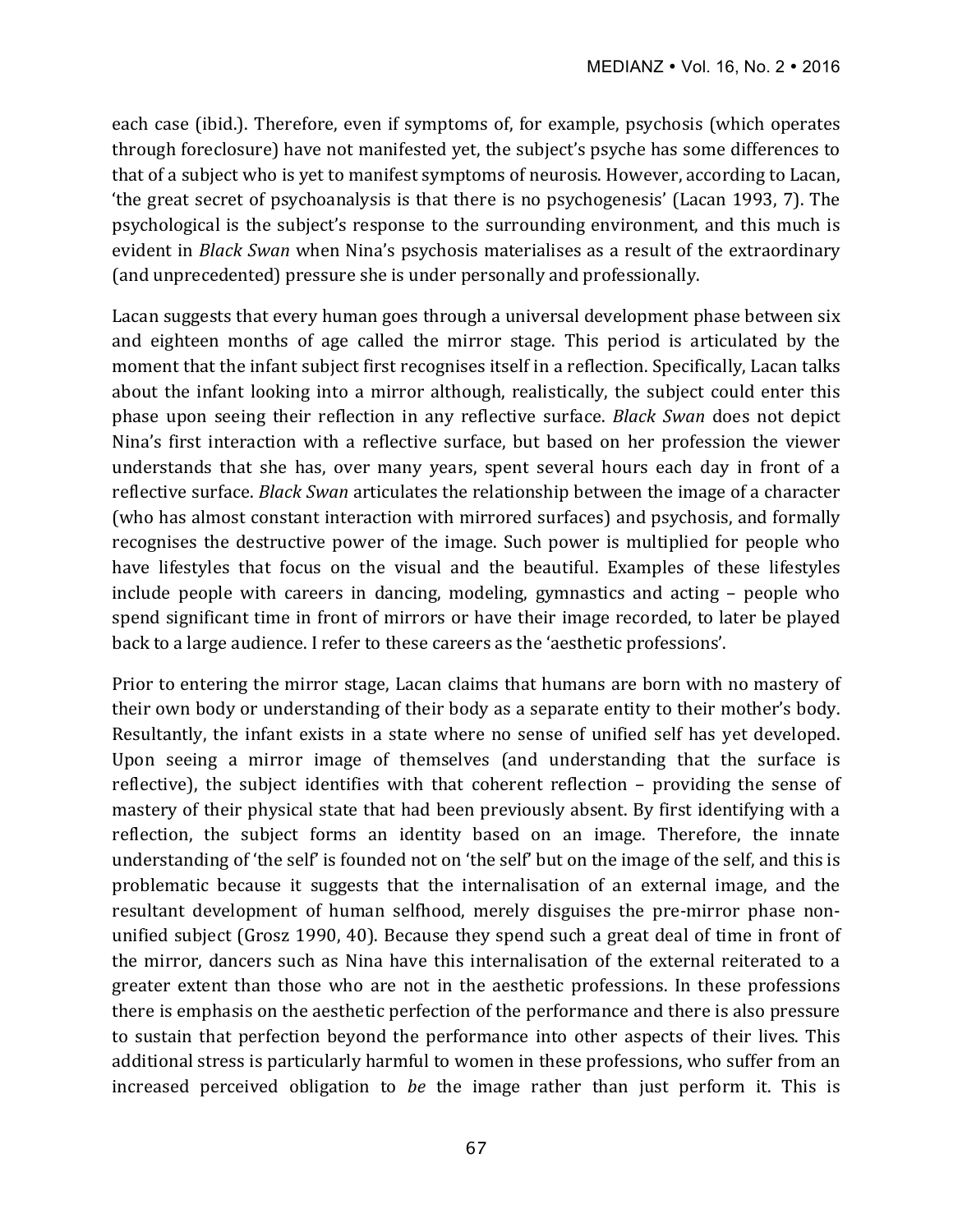each case (ibid.). Therefore, even if symptoms of, for example, psychosis (which operates through foreclosure) have not manifested yet, the subject's psyche has some differences to that of a subject who is yet to manifest symptoms of neurosis. However, according to Lacan, 'the great secret of psychoanalysis is that there is no psychogenesis' (Lacan 1993, 7). The psychological is the subject's response to the surrounding environment, and this much is evident in *Black Swan* when Nina's psychosis materialises as a result of the extraordinary (and unprecedented) pressure she is under personally and professionally.

Lacan suggests that every human goes through a universal development phase between six and eighteen months of age called the mirror stage. This period is articulated by the moment that the infant subject first recognises itself in a reflection. Specifically, Lacan talks about the infant looking into a mirror although, realistically, the subject could enter this phase upon seeing their reflection in any reflective surface. *Black Swan* does not depict Nina's first interaction with a reflective surface, but based on her profession the viewer understands that she has, over many years, spent several hours each day in front of a reflective surface. *Black Swan* articulates the relationship between the image of a character (who has almost constant interaction with mirrored surfaces) and psychosis, and formally recognises the destructive power of the image. Such power is multiplied for people who have lifestyles that focus on the visual and the beautiful. Examples of these lifestyles include people with careers in dancing, modeling, gymnastics and acting – people who spend significant time in front of mirrors or have their image recorded, to later be played back to a large audience. I refer to these careers as the 'aesthetic professions'.

Prior to entering the mirror stage, Lacan claims that humans are born with no mastery of their own body or understanding of their body as a separate entity to their mother's body. Resultantly, the infant exists in a state where no sense of unified self has yet developed. Upon seeing a mirror image of themselves (and understanding that the surface is reflective), the subject identifies with that coherent reflection – providing the sense of mastery of their physical state that had been previously absent. By first identifying with a reflection, the subject forms an identity based on an image. Therefore, the innate understanding of 'the self' is founded not on 'the self' but on the image of the self, and this is problematic because it suggests that the internalisation of an external image, and the resultant development of human selfhood, merely disguises the pre-mirror phase non-unified subject (Grosz 1990, 40). Because they spend such a great deal of time in front of the mirror, dancers such as Nina have this internalisation of the external reiterated to a greater extent than those who are not in the aesthetic professions. In these professions there is emphasis on the aesthetic perfection of the performance and there is also pressure to sustain that perfection beyond the performance into other aspects of their lives. This additional stress is particularly harmful to women in these professions, who suffer from an increased perceived obligation to *be* the image rather than just perform it. This is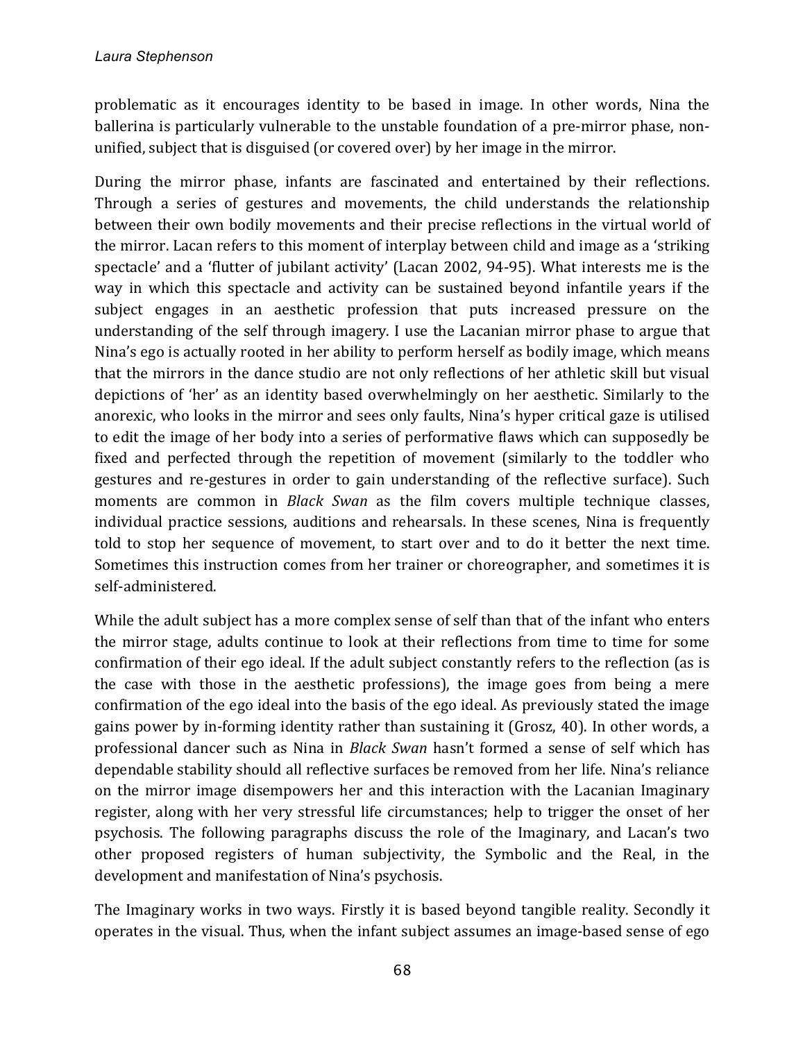problematic as it encourages identity to be based in image. In other words, Nina the ballerina is particularly vulnerable to the unstable foundation of a pre-mirror phase, non-unified, subject that is disguised (or covered over) by her image in the mirror.

During the mirror phase, infants are fascinated and entertained by their reflections. Through a series of gestures and movements, the child understands the relationship between their own bodily movements and their precise reflections in the virtual world of the mirror. Lacan refers to this moment of interplay between child and image as a 'striking spectacle' and a 'flutter of jubilant activity' (Lacan 2002, 94-95). What interests me is the way in which this spectacle and activity can be sustained beyond infantile years if the subject engages in an aesthetic profession that puts increased pressure on the understanding of the self through imagery. I use the Lacanian mirror phase to argue that Nina's ego is actually rooted in her ability to perform herself as bodily image, which means that the mirrors in the dance studio are not only reflections of her athletic skill but visual depictions of 'her' as an identity based overwhelmingly on her aesthetic. Similarly to the anorexic, who looks in the mirror and sees only faults, Nina's hyper critical gaze is utilised to edit the image of her body into a series of performative flaws which can supposedly be fixed and perfected through the repetition of movement (similarly to the toddler who gestures and re-gestures in order to gain understanding of the reflective surface). Such moments are common in *Black Swan* as the film covers multiple technique classes, individual practice sessions, auditions and rehearsals. In these scenes, Nina is frequently told to stop her sequence of movement, to start over and to do it better the next time. Sometimes this instruction comes from her trainer or choreographer, and sometimes it is self-administered.

While the adult subject has a more complex sense of self than that of the infant who enters the mirror stage, adults continue to look at their reflections from time to time for some confirmation of their ego ideal. If the adult subject constantly refers to the reflection (as is the case with those in the aesthetic professions), the image goes from being a mere confirmation of the ego ideal into the basis of the ego ideal. As previously stated the image gains power by in-forming identity rather than sustaining it (Grosz, 40). In other words, a professional dancer such as Nina in *Black Swan* hasn't formed a sense of self which has dependable stability should all reflective surfaces be removed from her life. Nina's reliance on the mirror image disempowers her and this interaction with the Lacanian Imaginary register, along with her very stressful life circumstances; help to trigger the onset of her psychosis. The following paragraphs discuss the role of the Imaginary, and Lacan's two other proposed registers of human subjectivity, the Symbolic and the Real, in the development and manifestation of Nina's psychosis.

The Imaginary works in two ways. Firstly it is based beyond tangible reality. Secondly it operates in the visual. Thus, when the infant subject assumes an image-based sense of ego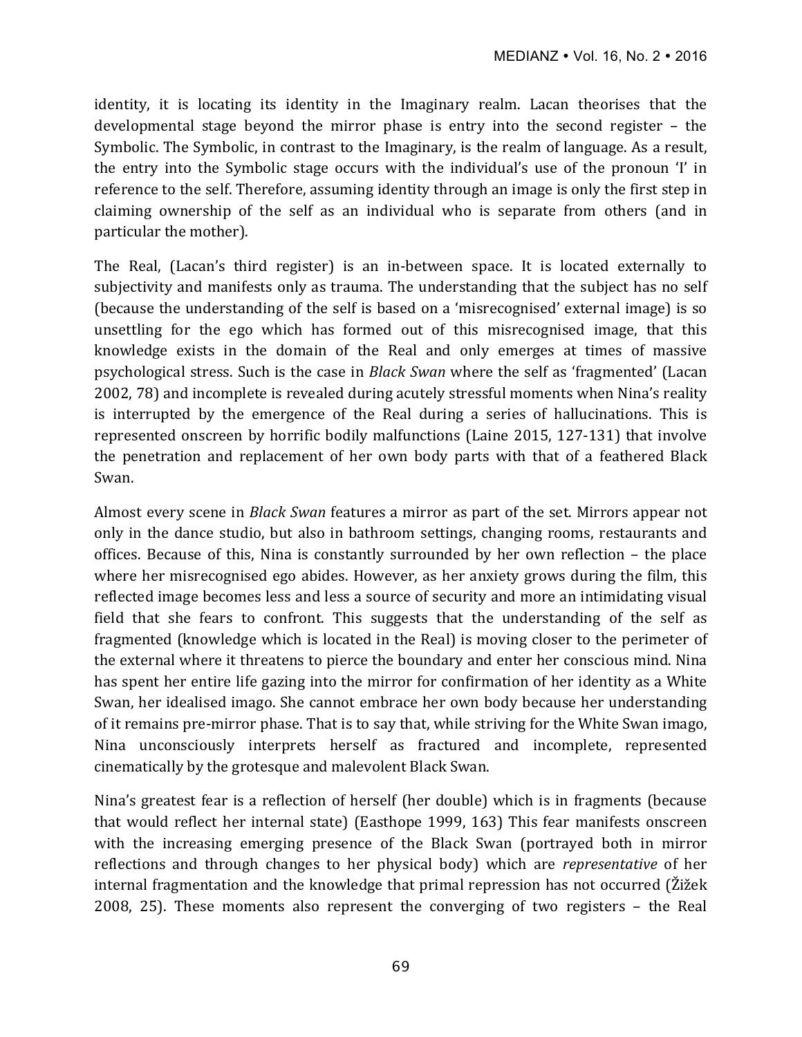identity, it is locating its identity in the Imaginary realm. Lacan theorises that the developmental stage beyond the mirror phase is entry into the second register – the Symbolic. The Symbolic, in contrast to the Imaginary, is the realm of language. As a result, the entry into the Symbolic stage occurs with the individual's use of the pronoun 'I' in reference to the self. Therefore, assuming identity through an image is only the first step in claiming ownership of the self as an individual who is separate from others (and in particular the mother).

The Real, (Lacan's third register) is an in-between space. It is located externally to subjectivity and manifests only as trauma. The understanding that the subject has no self (because the understanding of the self is based on a 'misrecognised' external image) is so unsettling for the ego which has formed out of this misrecognised image, that this knowledge exists in the domain of the Real and only emerges at times of massive psychological stress. Such is the case in *Black Swan* where the self as 'fragmented' (Lacan 2002, 78) and incomplete is revealed during acutely stressful moments when Nina's reality is interrupted by the emergence of the Real during a series of hallucinations. This is represented onscreen by horrific bodily malfunctions (Laine 2015, 127-131) that involve the penetration and replacement of her own body parts with that of a feathered Black Swan.

Almost every scene in *Black Swan* features a mirror as part of the set. Mirrors appear not only in the dance studio, but also in bathroom settings, changing rooms, restaurants and offices. Because of this, Nina is constantly surrounded by her own reflection – the place where her misrecognised ego abides. However, as her anxiety grows during the film, this reflected image becomes less and less a source of security and more an intimidating visual field that she fears to confront. This suggests that the understanding of the self as fragmented (knowledge which is located in the Real) is moving closer to the perimeter of the external where it threatens to pierce the boundary and enter her conscious mind. Nina has spent her entire life gazing into the mirror for confirmation of her identity as a White Swan, her idealised imago. She cannot embrace her own body because her understanding of it remains pre-mirror phase. That is to say that, while striving for the White Swan imago, Nina unconsciously interprets herself as fractured and incomplete, represented cinematically by the grotesque and malevolent Black Swan.

Nina's greatest fear is a reflection of herself (her double) which is in fragments (because that would reflect her internal state) (Easthope 1999, 163) This fear manifests onscreen with the increasing emerging presence of the Black Swan (portrayed both in mirror reflections and through changes to her physical body) which are *representative* of her internal fragmentation and the knowledge that primal repression has not occurred (Žižek 2008, 25). These moments also represent the converging of two registers – the Real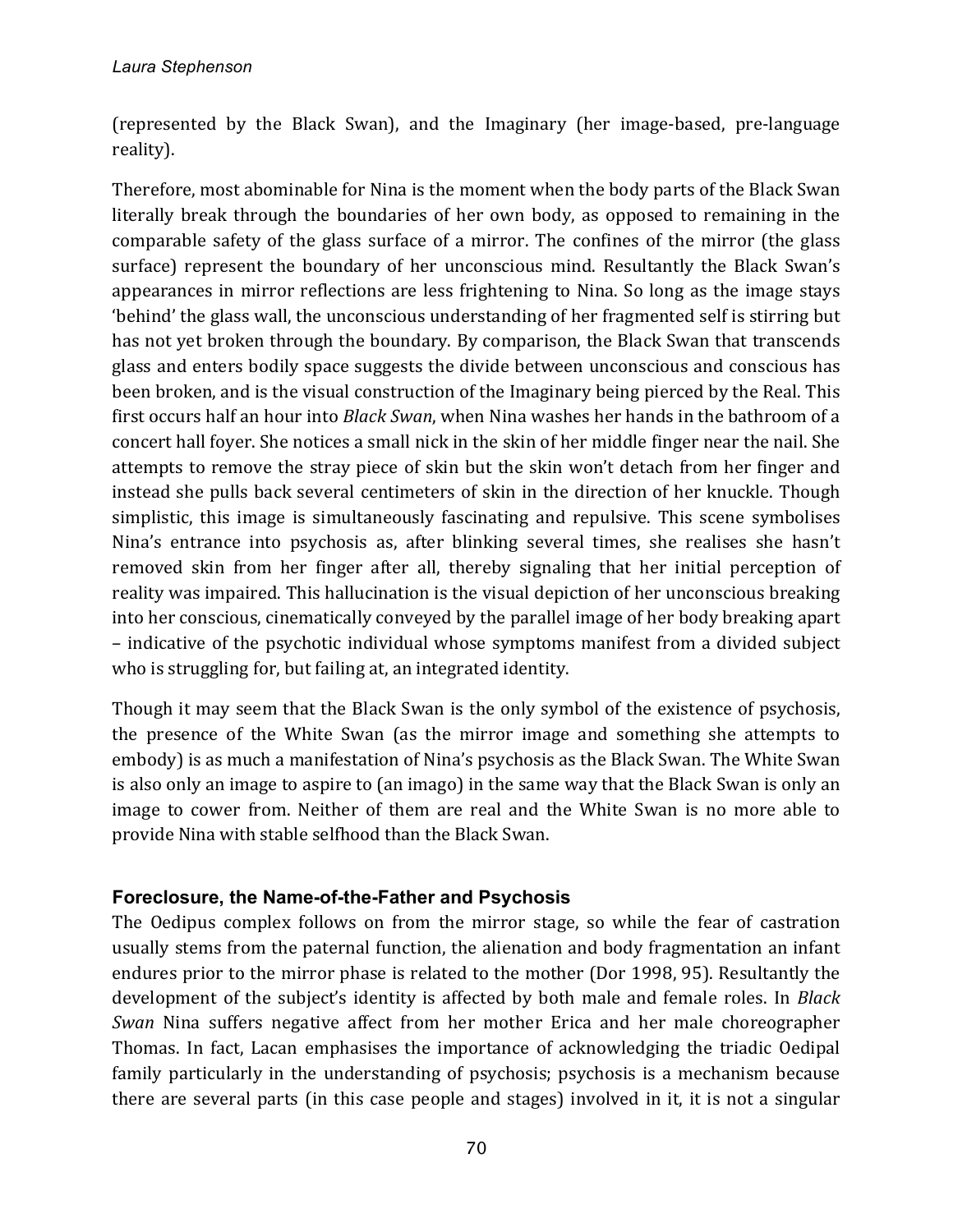(represented by the Black Swan), and the Imaginary (her image-based, pre-language reality).

Therefore, most abominable for Nina is the moment when the body parts of the Black Swan literally break through the boundaries of her own body, as opposed to remaining in the comparable safety of the glass surface of a mirror. The confines of the mirror (the glass surface) represent the boundary of her unconscious mind. Resultantly the Black Swan's appearances in mirror reflections are less frightening to Nina. So long as the image stays 'behind' the glass wall, the unconscious understanding of her fragmented self is stirring but has not yet broken through the boundary. By comparison, the Black Swan that transcends glass and enters bodily space suggests the divide between unconscious and conscious has been broken, and is the visual construction of the Imaginary being pierced by the Real. This first occurs half an hour into *Black Swan*, when Nina washes her hands in the bathroom of a concert hall foyer. She notices a small nick in the skin of her middle finger near the nail. She attempts to remove the stray piece of skin but the skin won't detach from her finger and instead she pulls back several centimeters of skin in the direction of her knuckle. Though simplistic, this image is simultaneously fascinating and repulsive. This scene symbolises Nina's entrance into psychosis as, after blinking several times, she realises she hasn't removed skin from her finger after all, thereby signaling that her initial perception of reality was impaired. This hallucination is the visual depiction of her unconscious breaking into her conscious, cinematically conveyed by the parallel image of her body breaking apart – indicative of the psychotic individual whose symptoms manifest from a divided subject who is struggling for, but failing at, an integrated identity.

Though it may seem that the Black Swan is the only symbol of the existence of psychosis, the presence of the White Swan (as the mirror image and something she attempts to embody) is as much a manifestation of Nina's psychosis as the Black Swan. The White Swan is also only an image to aspire to (an imago) in the same way that the Black Swan is only an image to cower from. Neither of them are real and the White Swan is no more able to provide Nina with stable selfhood than the Black Swan.

## Foreclosure, the Name-of-the-Father and Psychosis

The Oedipus complex follows on from the mirror stage, so while the fear of castration usually stems from the paternal function, the alienation and body fragmentation an infant endures prior to the mirror phase is related to the mother (Dor 1998, 95). Resultantly the development of the subject's identity is affected by both male and female roles. In *Black Swan* Nina suffers negative affect from her mother Erica and her male choreographer Thomas. In fact, Lacan emphasises the importance of acknowledging the triadic Oedipal family particularly in the understanding of psychosis; psychosis is a mechanism because there are several parts (in this case people and stages) involved in it, it is not a singular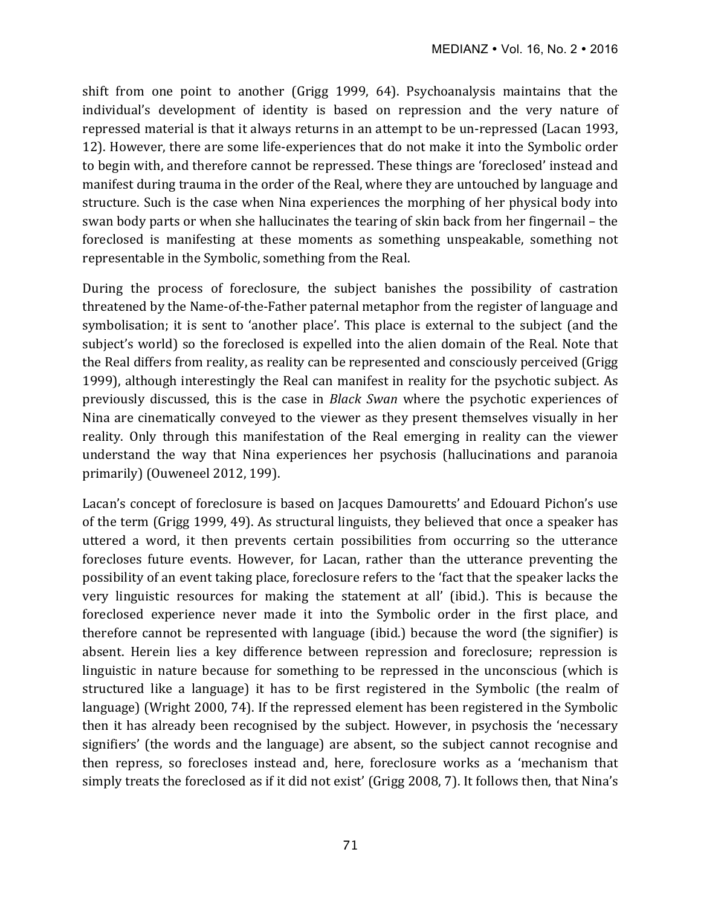shift from one point to another (Grigg 1999, 64). Psychoanalysis maintains that the individual's development of identity is based on repression and the very nature of repressed material is that it always returns in an attempt to be un-repressed (Lacan 1993, 12). However, there are some life-experiences that do not make it into the Symbolic order to begin with, and therefore cannot be repressed. These things are 'foreclosed' instead and manifest during trauma in the order of the Real, where they are untouched by language and structure. Such is the case when Nina experiences the morphing of her physical body into swan body parts or when she hallucinates the tearing of skin back from her fingernail – the foreclosed is manifesting at these moments as something unspeakable, something not representable in the Symbolic, something from the Real.

During the process of foreclosure, the subject banishes the possibility of castration threatened by the Name-of-the-Father paternal metaphor from the register of language and symbolisation; it is sent to 'another place'. This place is external to the subject (and the subject's world) so the foreclosed is expelled into the alien domain of the Real. Note that the Real differs from reality, as reality can be represented and consciously perceived (Grigg 1999), although interestingly the Real can manifest in reality for the psychotic subject. As previously discussed, this is the case in *Black Swan* where the psychotic experiences of Nina are cinematically conveyed to the viewer as they present themselves visually in her reality. Only through this manifestation of the Real emerging in reality can the viewer understand the way that Nina experiences her psychosis (hallucinations and paranoia primarily) (Ouweneel 2012, 199).

Lacan's concept of foreclosure is based on Jacques Damouretts' and Edouard Pichon's use of the term (Grigg 1999, 49). As structural linguists, they believed that once a speaker has uttered a word, it then prevents certain possibilities from occurring so the utterance forecloses future events. However, for Lacan, rather than the utterance preventing the possibility of an event taking place, foreclosure refers to the 'fact that the speaker lacks the very linguistic resources for making the statement at all' (ibid.). This is because the foreclosed experience never made it into the Symbolic order in the first place, and therefore cannot be represented with language (ibid.) because the word (the signifier) is absent. Herein lies a key difference between repression and foreclosure; repression is linguistic in nature because for something to be repressed in the unconscious (which is structured like a language) it has to be first registered in the Symbolic (the realm of language) (Wright 2000, 74). If the repressed element has been registered in the Symbolic then it has already been recognised by the subject. However, in psychosis the 'necessary signifiers' (the words and the language) are absent, so the subject cannot recognise and then repress, so forecloses instead and, here, foreclosure works as a 'mechanism that simply treats the foreclosed as if it did not exist' (Grigg 2008, 7). It follows then, that Nina's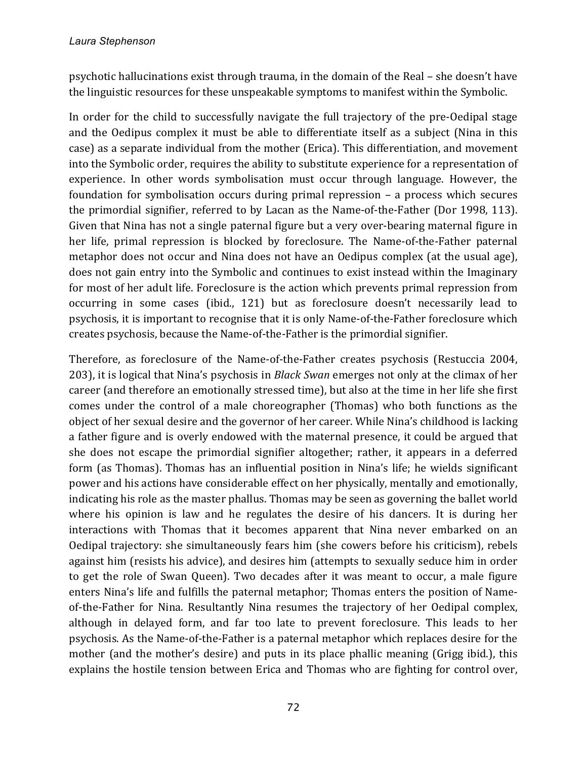psychotic hallucinations exist through trauma, in the domain of the Real – she doesn't have the linguistic resources for these unspeakable symptoms to manifest within the Symbolic.

In order for the child to successfully navigate the full trajectory of the pre-Oedipal stage and the Oedipus complex it must be able to differentiate itself as a subject (Nina in this case) as a separate individual from the mother (Erica). This differentiation, and movement into the Symbolic order, requires the ability to substitute experience for a representation of experience. In other words symbolisation must occur through language. However, the foundation for symbolisation occurs during primal repression – a process which secures the primordial signifier, referred to by Lacan as the Name-of-the-Father (Dor 1998, 113). Given that Nina has not a single paternal figure but a very over-bearing maternal figure in her life, primal repression is blocked by foreclosure. The Name-of-the-Father paternal metaphor does not occur and Nina does not have an Oedipus complex (at the usual age), does not gain entry into the Symbolic and continues to exist instead within the Imaginary for most of her adult life. Foreclosure is the action which prevents primal repression from occurring in some cases (ibid., 121) but as foreclosure doesn't necessarily lead to psychosis, it is important to recognise that it is only Name-of-the-Father foreclosure which creates psychosis, because the Name-of-the-Father is the primordial signifier.

Therefore, as foreclosure of the Name-of-the-Father creates psychosis (Restuccia 2004, 203), it is logical that Nina's psychosis in *Black Swan* emerges not only at the climax of her career (and therefore an emotionally stressed time), but also at the time in her life she first comes under the control of a male choreographer (Thomas) who both functions as the object of her sexual desire and the governor of her career. While Nina's childhood is lacking a father figure and is overly endowed with the maternal presence, it could be argued that she does not escape the primordial signifier altogether; rather, it appears in a deferred form (as Thomas). Thomas has an influential position in Nina's life; he wields significant power and his actions have considerable effect on her physically, mentally and emotionally, indicating his role as the master phallus. Thomas may be seen as governing the ballet world where his opinion is law and he regulates the desire of his dancers. It is during her interactions with Thomas that it becomes apparent that Nina never embarked on an Oedipal trajectory: she simultaneously fears him (she cowers before his criticism), rebels against him (resists his advice), and desires him (attempts to sexually seduce him in order to get the role of Swan Queen). Two decades after it was meant to occur, a male figure enters Nina's life and fulfills the paternal metaphor; Thomas enters the position of Name-of-the-Father for Nina. Resultantly Nina resumes the trajectory of her Oedipal complex, although in delayed form, and far too late to prevent foreclosure. This leads to her psychosis. As the Name-of-the-Father is a paternal metaphor which replaces desire for the mother (and the mother's desire) and puts in its place phallic meaning (Grigg ibid.), this explains the hostile tension between Erica and Thomas who are fighting for control over,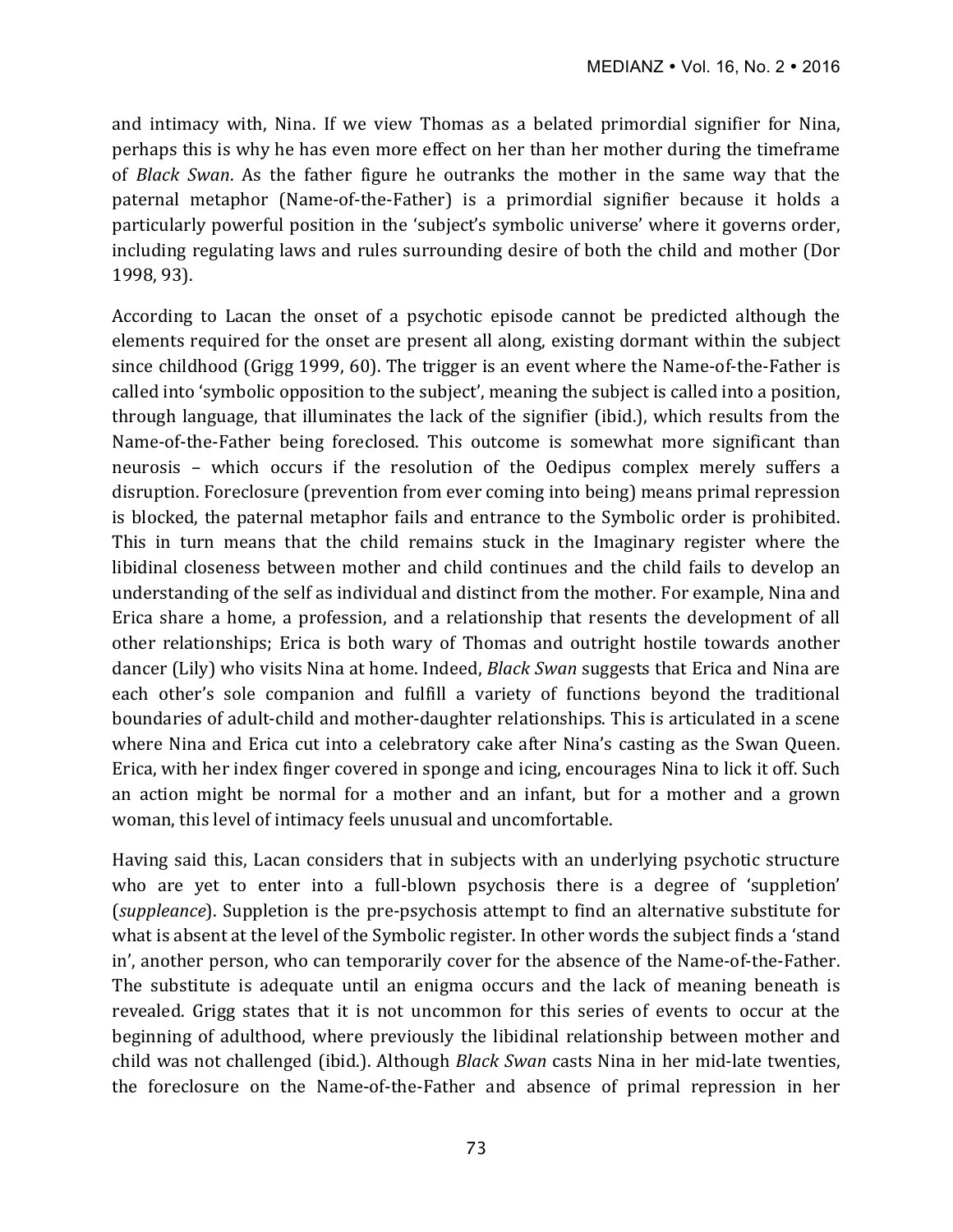and intimacy with, Nina. If we view Thomas as a belated primordial signifier for Nina, perhaps this is why he has even more effect on her than her mother during the timeframe of *Black Swan*. As the father figure he outranks the mother in the same way that the paternal metaphor (Name-of-the-Father) is a primordial signifier because it holds a particularly powerful position in the 'subject's symbolic universe' where it governs order, including regulating laws and rules surrounding desire of both the child and mother (Dor 1998, 93).

According to Lacan the onset of a psychotic episode cannot be predicted although the elements required for the onset are present all along, existing dormant within the subject since childhood (Grigg 1999, 60). The trigger is an event where the Name-of-the-Father is called into 'symbolic opposition to the subject', meaning the subject is called into a position, through language, that illuminates the lack of the signifier (ibid.), which results from the Name-of-the-Father being foreclosed. This outcome is somewhat more significant than neurosis – which occurs if the resolution of the Oedipus complex merely suffers a disruption. Foreclosure (prevention from ever coming into being) means primal repression is blocked, the paternal metaphor fails and entrance to the Symbolic order is prohibited. This in turn means that the child remains stuck in the Imaginary register where the libidinal closeness between mother and child continues and the child fails to develop an understanding of the self as individual and distinct from the mother. For example, Nina and Erica share a home, a profession, and a relationship that resents the development of all other relationships; Erica is both wary of Thomas and outright hostile towards another dancer (Lily) who visits Nina at home. Indeed, *Black Swan* suggests that Erica and Nina are each other's sole companion and fulfill a variety of functions beyond the traditional boundaries of adult-child and mother-daughter relationships. This is articulated in a scene where Nina and Erica cut into a celebratory cake after Nina's casting as the Swan Queen. Erica, with her index finger covered in sponge and icing, encourages Nina to lick it off. Such an action might be normal for a mother and an infant, but for a mother and a grown woman, this level of intimacy feels unusual and uncomfortable.

Having said this, Lacan considers that in subjects with an underlying psychotic structure who are yet to enter into a full-blown psychosis there is a degree of 'suppletion' (*suppleance*). Suppletion is the pre-psychosis attempt to find an alternative substitute for what is absent at the level of the Symbolic register. In other words the subject finds a 'stand in', another person, who can temporarily cover for the absence of the Name-of-the-Father. The substitute is adequate until an enigma occurs and the lack of meaning beneath is revealed. Grigg states that it is not uncommon for this series of events to occur at the beginning of adulthood, where previously the libidinal relationship between mother and child was not challenged (ibid.). Although *Black Swan* casts Nina in her mid-late twenties, the foreclosure on the Name-of-the-Father and absence of primal repression in her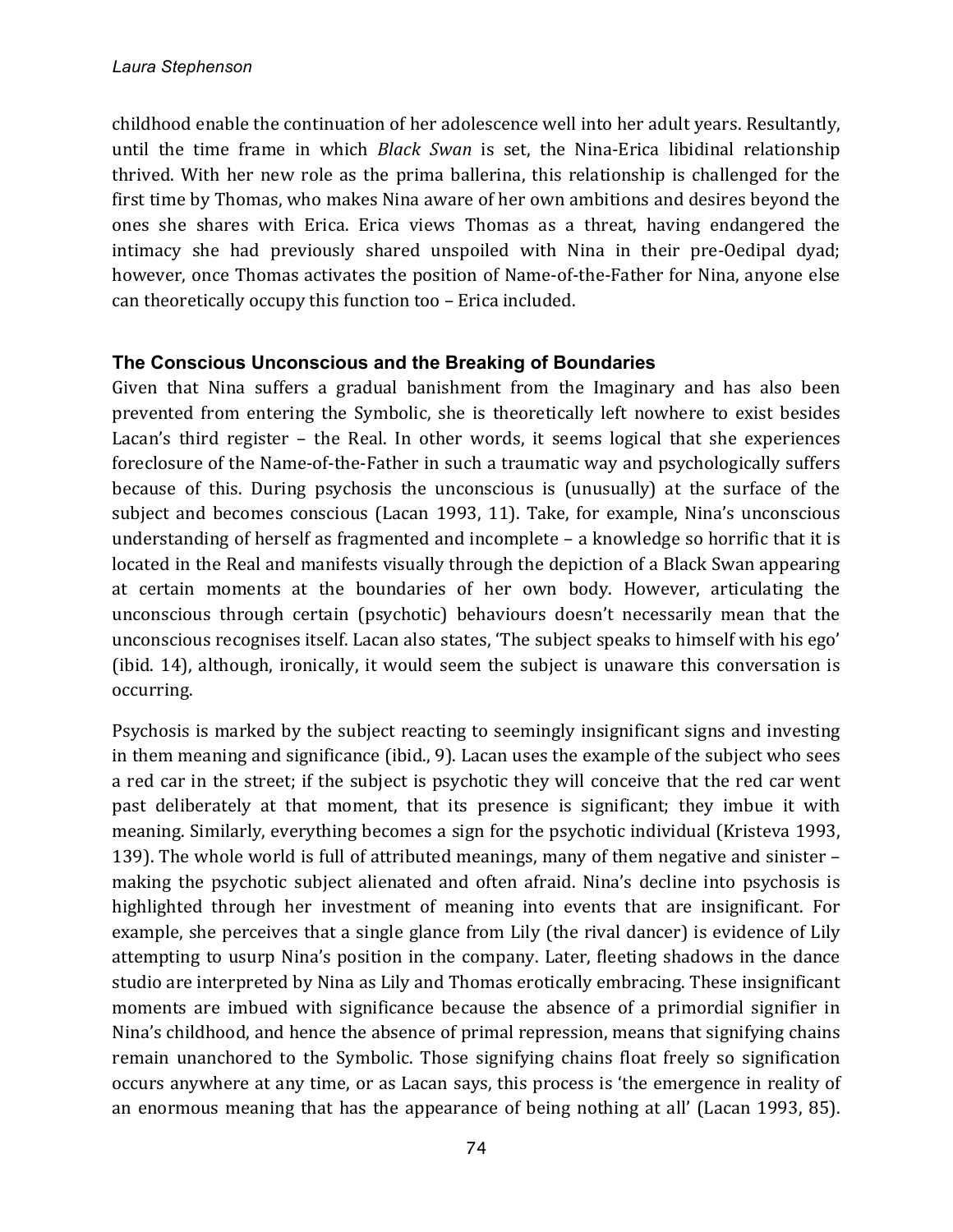childhood enable the continuation of her adolescence well into her adult years. Resultantly, until the time frame in which *Black Swan* is set, the Nina-Erica libidinal relationship thrived. With her new role as the prima ballerina, this relationship is challenged for the first time by Thomas, who makes Nina aware of her own ambitions and desires beyond the ones she shares with Erica. Erica views Thomas as a threat, having endangered the intimacy she had previously shared unspoiled with Nina in their pre-Oedipal dyad; however, once Thomas activates the position of Name-of-the-Father for Nina, anyone else can theoretically occupy this function too – Erica included.

### The Conscious Unconscious and the Breaking of Boundaries

Given that Nina suffers a gradual banishment from the Imaginary and has also been prevented from entering the Symbolic, she is theoretically left nowhere to exist besides Lacan's third register – the Real. In other words, it seems logical that she experiences foreclosure of the Name-of-the-Father in such a traumatic way and psychologically suffers because of this. During psychosis the unconscious is (unusually) at the surface of the subject and becomes conscious (Lacan 1993, 11). Take, for example, Nina's unconscious understanding of herself as fragmented and incomplete – a knowledge so horrific that it is located in the Real and manifests visually through the depiction of a Black Swan appearing at certain moments at the boundaries of her own body. However, articulating the unconscious through certain (psychotic) behaviours doesn't necessarily mean that the unconscious recognises itself. Lacan also states, 'The subject speaks to himself with his ego' (ibid. 14), although, ironically, it would seem the subject is unaware this conversation is occurring.

Psychosis is marked by the subject reacting to seemingly insignificant signs and investing in them meaning and significance (ibid., 9). Lacan uses the example of the subject who sees a red car in the street; if the subject is psychotic they will conceive that the red car went past deliberately at that moment, that its presence is significant; they imbue it with meaning. Similarly, everything becomes a sign for the psychotic individual (Kristeva 1993, 139). The whole world is full of attributed meanings, many of them negative and sinister – making the psychotic subject alienated and often afraid. Nina's decline into psychosis is highlighted through her investment of meaning into events that are insignificant. For example, she perceives that a single glance from Lily (the rival dancer) is evidence of Lily attempting to usurp Nina's position in the company. Later, fleeting shadows in the dance studio are interpreted by Nina as Lily and Thomas erotically embracing. These insignificant moments are imbued with significance because the absence of a primordial signifier in Nina's childhood, and hence the absence of primal repression, means that signifying chains remain unanchored to the Symbolic. Those signifying chains float freely so signification occurs anywhere at any time, or as Lacan says, this process is 'the emergence in reality of an enormous meaning that has the appearance of being nothing at all' (Lacan 1993, 85).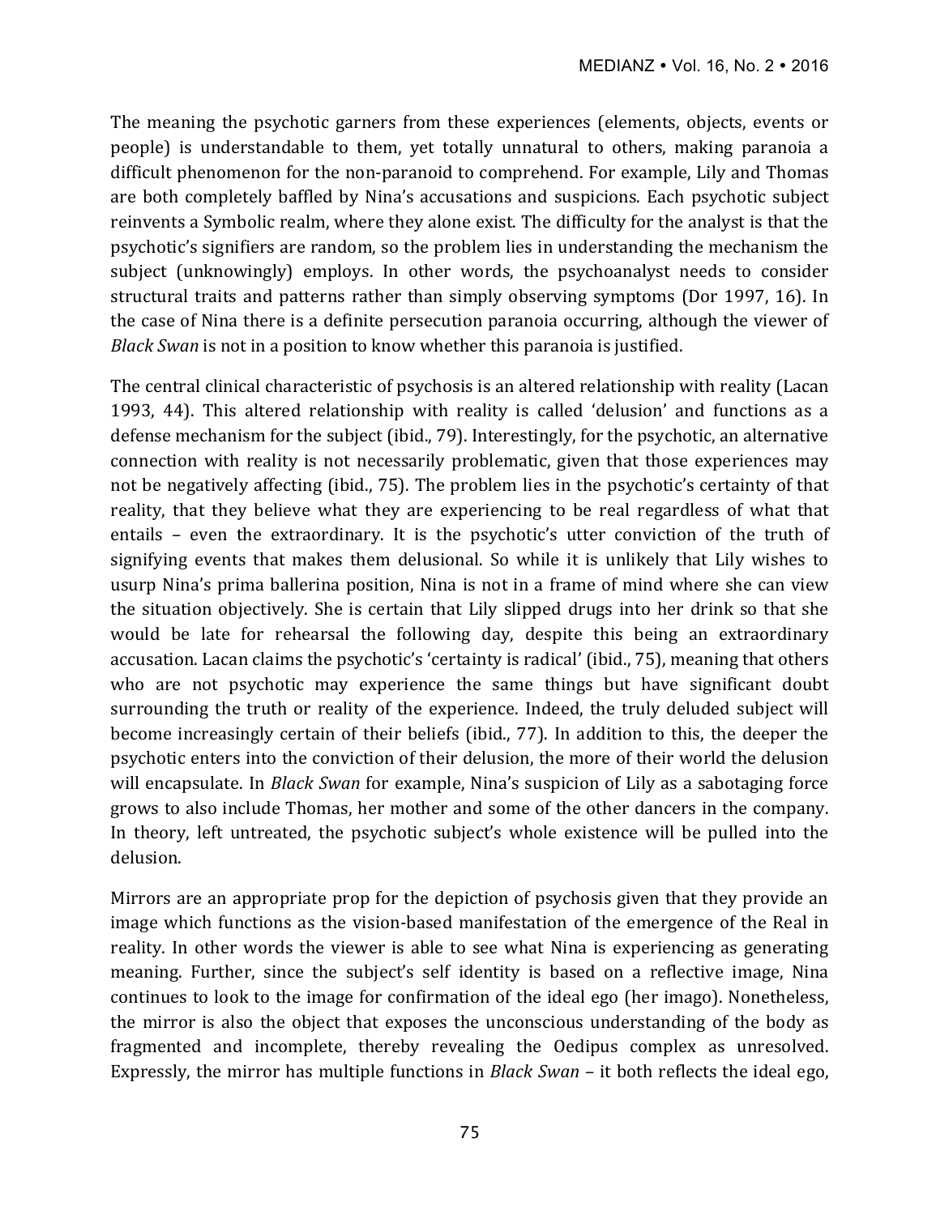The meaning the psychotic garners from these experiences (elements, objects, events or people) is understandable to them, yet totally unnatural to others, making paranoia a difficult phenomenon for the non-paranoid to comprehend. For example, Lily and Thomas are both completely baffled by Nina's accusations and suspicions. Each psychotic subject reinvents a Symbolic realm, where they alone exist. The difficulty for the analyst is that the psychotic's signifiers are random, so the problem lies in understanding the mechanism the subject (unknowingly) employs. In other words, the psychoanalyst needs to consider structural traits and patterns rather than simply observing symptoms (Dor 1997, 16). In the case of Nina there is a definite persecution paranoia occurring, although the viewer of *Black Swan* is not in a position to know whether this paranoia is justified.

The central clinical characteristic of psychosis is an altered relationship with reality (Lacan 1993, 44). This altered relationship with reality is called 'delusion' and functions as a defense mechanism for the subject (ibid., 79). Interestingly, for the psychotic, an alternative connection with reality is not necessarily problematic, given that those experiences may not be negatively affecting (ibid., 75). The problem lies in the psychotic's certainty of that reality, that they believe what they are experiencing to be real regardless of what that entails – even the extraordinary. It is the psychotic's utter conviction of the truth of signifying events that makes them delusional. So while it is unlikely that Lily wishes to usurp Nina's prima ballerina position, Nina is not in a frame of mind where she can view the situation objectively. She is certain that Lily slipped drugs into her drink so that she would be late for rehearsal the following day, despite this being an extraordinary accusation. Lacan claims the psychotic's 'certainty is radical' (ibid., 75), meaning that others who are not psychotic may experience the same things but have significant doubt surrounding the truth or reality of the experience. Indeed, the truly deluded subject will become increasingly certain of their beliefs (ibid., 77). In addition to this, the deeper the psychotic enters into the conviction of their delusion, the more of their world the delusion will encapsulate. In *Black Swan* for example, Nina's suspicion of Lily as a sabotaging force grows to also include Thomas, her mother and some of the other dancers in the company. In theory, left untreated, the psychotic subject's whole existence will be pulled into the delusion.

Mirrors are an appropriate prop for the depiction of psychosis given that they provide an image which functions as the vision-based manifestation of the emergence of the Real in reality. In other words the viewer is able to see what Nina is experiencing as generating meaning. Further, since the subject's self identity is based on a reflective image, Nina continues to look to the image for confirmation of the ideal ego (her imago). Nonetheless, the mirror is also the object that exposes the unconscious understanding of the body as fragmented and incomplete, thereby revealing the Oedipus complex as unresolved. Expressly, the mirror has multiple functions in *Black Swan* – it both reflects the ideal ego,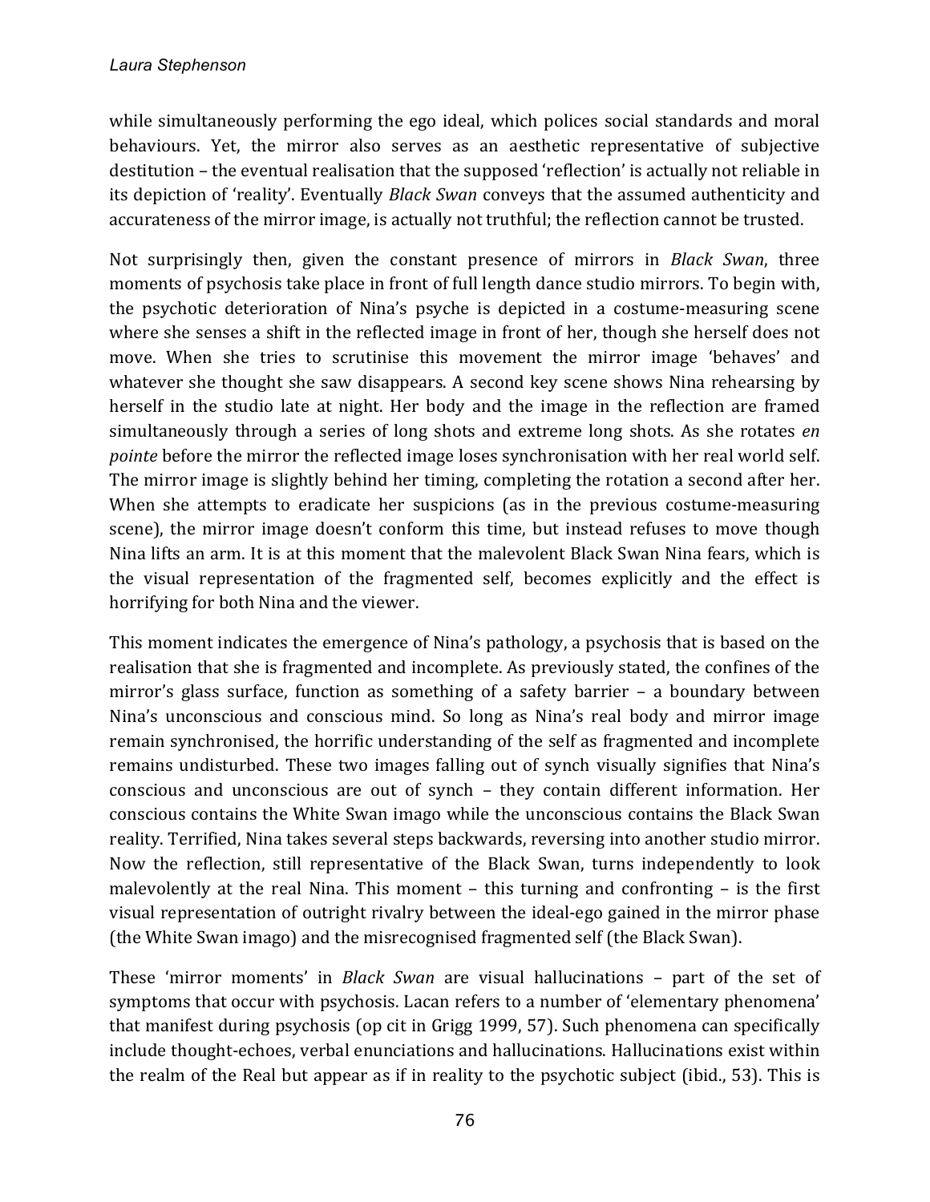while simultaneously performing the ego ideal, which polices social standards and moral behaviours. Yet, the mirror also serves as an aesthetic representative of subjective destitution – the eventual realisation that the supposed 'reflection' is actually not reliable in its depiction of 'reality'. Eventually *Black Swan* conveys that the assumed authenticity and accurateness of the mirror image, is actually not truthful; the reflection cannot be trusted.

Not surprisingly then, given the constant presence of mirrors in *Black Swan*, three moments of psychosis take place in front of full length dance studio mirrors. To begin with, the psychotic deterioration of Nina's psyche is depicted in a costume-measuring scene where she senses a shift in the reflected image in front of her, though she herself does not move. When she tries to scrutinise this movement the mirror image 'behaves' and whatever she thought she saw disappears. A second key scene shows Nina rehearsing by herself in the studio late at night. Her body and the image in the reflection are framed simultaneously through a series of long shots and extreme long shots. As she rotates *en pointe* before the mirror the reflected image loses synchronisation with her real world self. The mirror image is slightly behind her timing, completing the rotation a second after her. When she attempts to eradicate her suspicions (as in the previous costume-measuring scene), the mirror image doesn't conform this time, but instead refuses to move though Nina lifts an arm. It is at this moment that the malevolent Black Swan Nina fears, which is the visual representation of the fragmented self, becomes explicitly and the effect is horrifying for both Nina and the viewer.

This moment indicates the emergence of Nina's pathology, a psychosis that is based on the realisation that she is fragmented and incomplete. As previously stated, the confines of the mirror's glass surface, function as something of a safety barrier – a boundary between Nina's unconscious and conscious mind. So long as Nina's real body and mirror image remain synchronised, the horrific understanding of the self as fragmented and incomplete remains undisturbed. These two images falling out of synch visually signifies that Nina's conscious and unconscious are out of synch – they contain different information. Her conscious contains the White Swan imago while the unconscious contains the Black Swan reality. Terrified, Nina takes several steps backwards, reversing into another studio mirror. Now the reflection, still representative of the Black Swan, turns independently to look malevolently at the real Nina. This moment – this turning and confronting – is the first visual representation of outright rivalry between the ideal-ego gained in the mirror phase (the White Swan imago) and the misrecognised fragmented self (the Black Swan).

These 'mirror moments' in *Black Swan* are visual hallucinations – part of the set of symptoms that occur with psychosis. Lacan refers to a number of 'elementary phenomena' that manifest during psychosis (op cit in Grigg 1999, 57). Such phenomena can specifically include thought-echoes, verbal enunciations and hallucinations. Hallucinations exist within the realm of the Real but appear as if in reality to the psychotic subject (ibid., 53). This is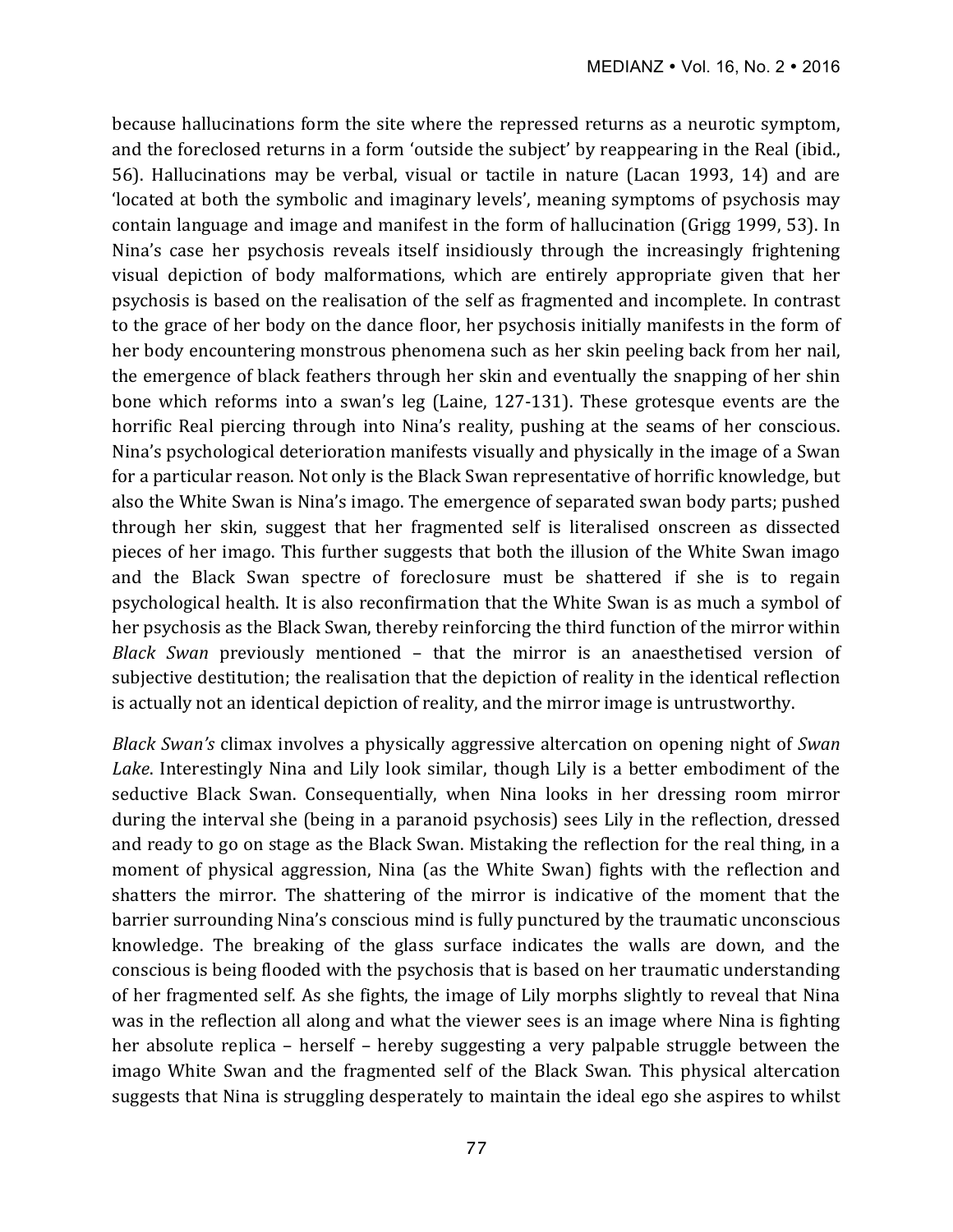because hallucinations form the site where the repressed returns as a neurotic symptom, and the foreclosed returns in a form 'outside the subject' by reappearing in the Real (ibid., 56). Hallucinations may be verbal, visual or tactile in nature (Lacan 1993, 14) and are 'located at both the symbolic and imaginary levels', meaning symptoms of psychosis may contain language and image and manifest in the form of hallucination (Grigg 1999, 53). In Nina's case her psychosis reveals itself insidiously through the increasingly frightening visual depiction of body malformations, which are entirely appropriate given that her psychosis is based on the realisation of the self as fragmented and incomplete. In contrast to the grace of her body on the dance floor, her psychosis initially manifests in the form of her body encountering monstrous phenomena such as her skin peeling back from her nail, the emergence of black feathers through her skin and eventually the snapping of her shin bone which reforms into a swan's leg (Laine, 127-131). These grotesque events are the horrific Real piercing through into Nina's reality, pushing at the seams of her conscious. Nina's psychological deterioration manifests visually and physically in the image of a Swan for a particular reason. Not only is the Black Swan representative of horrific knowledge, but also the White Swan is Nina's imago. The emergence of separated swan body parts; pushed through her skin, suggest that her fragmented self is literalised onscreen as dissected pieces of her imago. This further suggests that both the illusion of the White Swan imago and the Black Swan spectre of foreclosure must be shattered if she is to regain psychological health. It is also reconfirmation that the White Swan is as much a symbol of her psychosis as the Black Swan, thereby reinforcing the third function of the mirror within *Black Swan* previously mentioned – that the mirror is an anaesthetised version of subjective destitution; the realisation that the depiction of reality in the identical reflection is actually not an identical depiction of reality, and the mirror image is untrustworthy.

*Black Swan's* climax involves a physically aggressive altercation on opening night of *Swan Lake*. Interestingly Nina and Lily look similar, though Lily is a better embodiment of the seductive Black Swan. Consequentially, when Nina looks in her dressing room mirror during the interval she (being in a paranoid psychosis) sees Lily in the reflection, dressed and ready to go on stage as the Black Swan. Mistaking the reflection for the real thing, in a moment of physical aggression, Nina (as the White Swan) fights with the reflection and shatters the mirror. The shattering of the mirror is indicative of the moment that the barrier surrounding Nina's conscious mind is fully punctured by the traumatic unconscious knowledge. The breaking of the glass surface indicates the walls are down, and the conscious is being flooded with the psychosis that is based on her traumatic understanding of her fragmented self. As she fights, the image of Lily morphs slightly to reveal that Nina was in the reflection all along and what the viewer sees is an image where Nina is fighting her absolute replica – herself – hereby suggesting a very palpable struggle between the imago White Swan and the fragmented self of the Black Swan. This physical altercation suggests that Nina is struggling desperately to maintain the ideal ego she aspires to whilst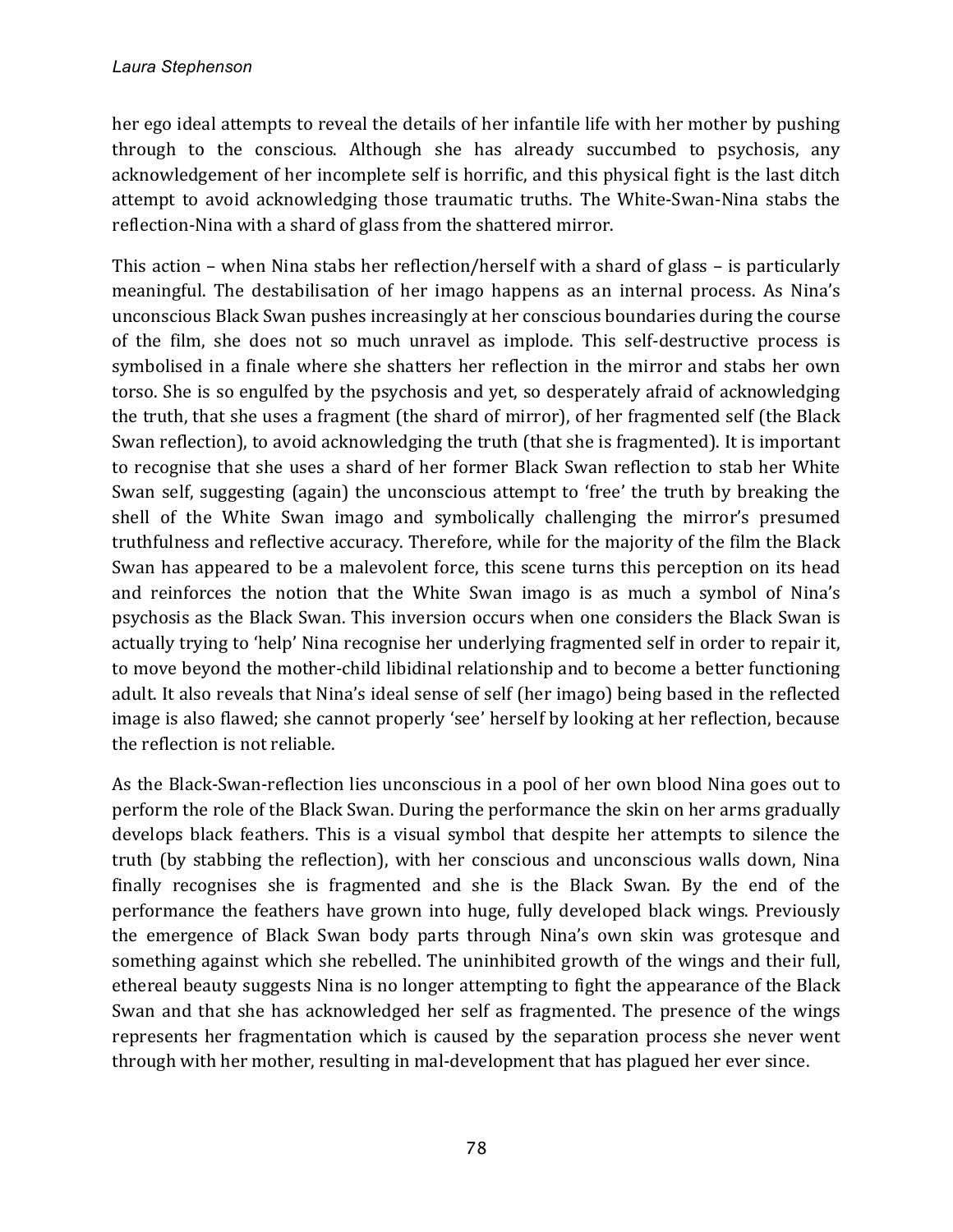her ego ideal attempts to reveal the details of her infantile life with her mother by pushing through to the conscious. Although she has already succumbed to psychosis, any acknowledgement of her incomplete self is horrific, and this physical fight is the last ditch attempt to avoid acknowledging those traumatic truths. The White-Swan-Nina stabs the reflection-Nina with a shard of glass from the shattered mirror.

This action – when Nina stabs her reflection/herself with a shard of glass – is particularly meaningful. The destabilisation of her imago happens as an internal process. As Nina's unconscious Black Swan pushes increasingly at her conscious boundaries during the course of the film, she does not so much unravel as implode. This self-destructive process is symbolised in a finale where she shatters her reflection in the mirror and stabs her own torso. She is so engulfed by the psychosis and yet, so desperately afraid of acknowledging the truth, that she uses a fragment (the shard of mirror), of her fragmented self (the Black Swan reflection), to avoid acknowledging the truth (that she is fragmented). It is important to recognise that she uses a shard of her former Black Swan reflection to stab her White Swan self, suggesting (again) the unconscious attempt to 'free' the truth by breaking the shell of the White Swan imago and symbolically challenging the mirror's presumed truthfulness and reflective accuracy. Therefore, while for the majority of the film the Black Swan has appeared to be a malevolent force, this scene turns this perception on its head and reinforces the notion that the White Swan imago is as much a symbol of Nina's psychosis as the Black Swan. This inversion occurs when one considers the Black Swan is actually trying to 'help' Nina recognise her underlying fragmented self in order to repair it, to move beyond the mother-child libidinal relationship and to become a better functioning adult. It also reveals that Nina's ideal sense of self (her imago) being based in the reflected image is also flawed; she cannot properly 'see' herself by looking at her reflection, because the reflection is not reliable.

As the Black-Swan-reflection lies unconscious in a pool of her own blood Nina goes out to perform the role of the Black Swan. During the performance the skin on her arms gradually develops black feathers. This is a visual symbol that despite her attempts to silence the truth (by stabbing the reflection), with her conscious and unconscious walls down, Nina finally recognises she is fragmented and she is the Black Swan. By the end of the performance the feathers have grown into huge, fully developed black wings. Previously the emergence of Black Swan body parts through Nina's own skin was grotesque and something against which she rebelled. The uninhibited growth of the wings and their full, ethereal beauty suggests Nina is no longer attempting to fight the appearance of the Black Swan and that she has acknowledged her self as fragmented. The presence of the wings represents her fragmentation which is caused by the separation process she never went through with her mother, resulting in mal-development that has plagued her ever since.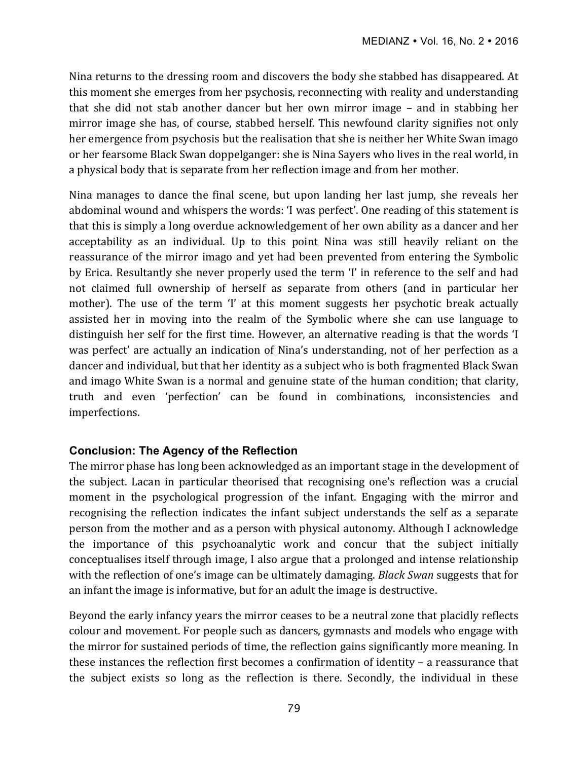Nina returns to the dressing room and discovers the body she stabbed has disappeared. At this moment she emerges from her psychosis, reconnecting with reality and understanding that she did not stab another dancer but her own mirror image – and in stabbing her mirror image she has, of course, stabbed herself. This newfound clarity signifies not only her emergence from psychosis but the realisation that she is neither her White Swan imago or her fearsome Black Swan doppelganger: she is Nina Sayers who lives in the real world, in a physical body that is separate from her reflection image and from her mother.

Nina manages to dance the final scene, but upon landing her last jump, she reveals her abdominal wound and whispers the words: 'I was perfect'. One reading of this statement is that this is simply a long overdue acknowledgement of her own ability as a dancer and her acceptability as an individual. Up to this point Nina was still heavily reliant on the reassurance of the mirror imago and yet had been prevented from entering the Symbolic by Erica. Resultantly she never properly used the term 'I' in reference to the self and had not claimed full ownership of herself as separate from others (and in particular her mother). The use of the term 'I' at this moment suggests her psychotic break actually assisted her in moving into the realm of the Symbolic where she can use language to distinguish her self for the first time. However, an alternative reading is that the words 'I was perfect' are actually an indication of Nina's understanding, not of her perfection as a dancer and individual, but that her identity as a subject who is both fragmented Black Swan and imago White Swan is a normal and genuine state of the human condition; that clarity, truth and even 'perfection' can be found in combinations, inconsistencies and imperfections.

## Conclusion: The Agency of the Reflection

The mirror phase has long been acknowledged as an important stage in the development of the subject. Lacan in particular theorised that recognising one's reflection was a crucial moment in the psychological progression of the infant. Engaging with the mirror and recognising the reflection indicates the infant subject understands the self as a separate person from the mother and as a person with physical autonomy. Although I acknowledge the importance of this psychoanalytic work and concur that the subject initially conceptualises itself through image, I also argue that a prolonged and intense relationship with the reflection of one's image can be ultimately damaging. *Black Swan* suggests that for an infant the image is informative, but for an adult the image is destructive.

Beyond the early infancy years the mirror ceases to be a neutral zone that placidly reflects colour and movement. For people such as dancers, gymnasts and models who engage with the mirror for sustained periods of time, the reflection gains significantly more meaning. In these instances the reflection first becomes a confirmation of identity – a reassurance that the subject exists so long as the reflection is there. Secondly, the individual in these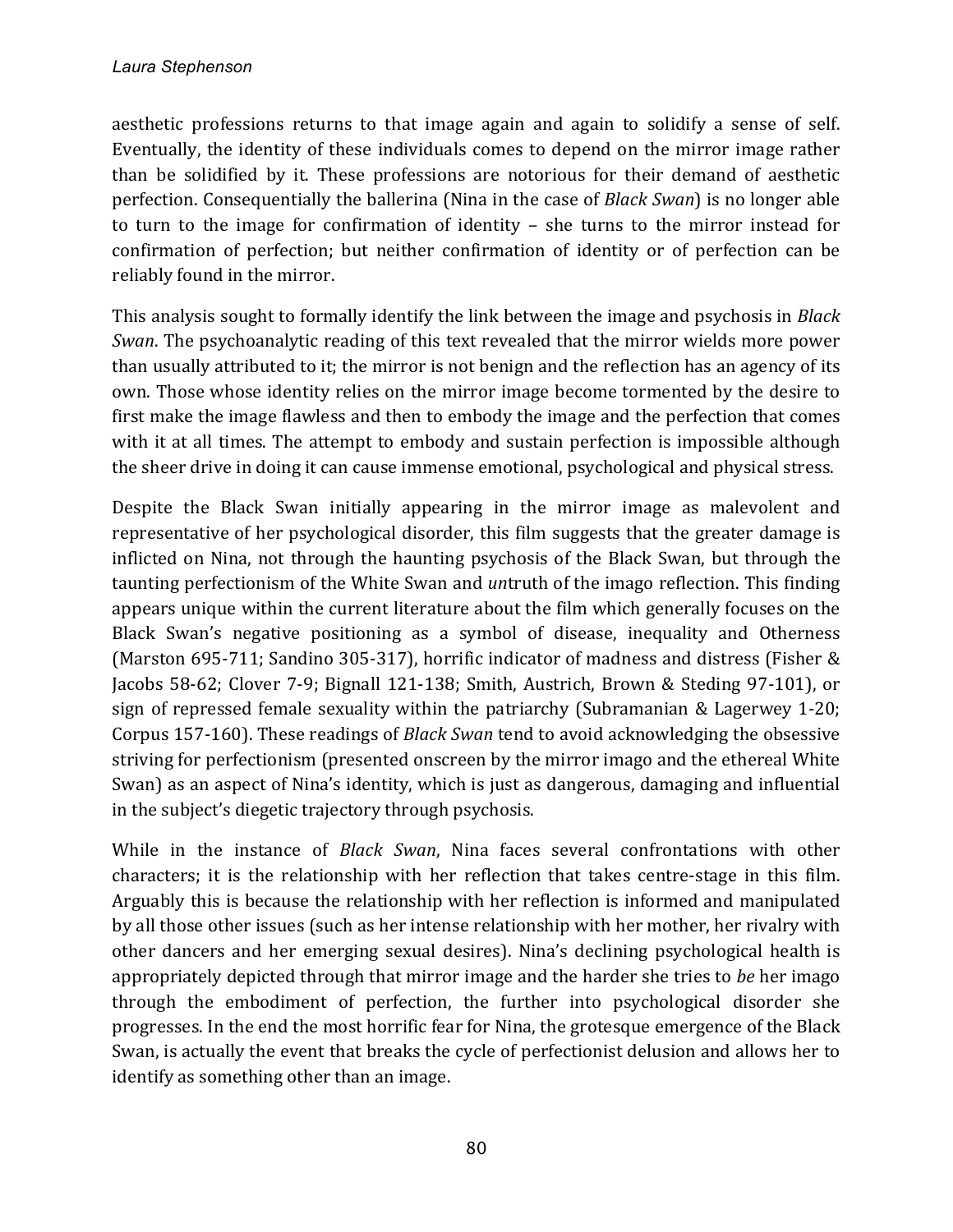aesthetic professions returns to that image again and again to solidify a sense of self. Eventually, the identity of these individuals comes to depend on the mirror image rather than be solidified by it. These professions are notorious for their demand of aesthetic perfection. Consequentially the ballerina (Nina in the case of *Black Swan*) is no longer able to turn to the image for confirmation of identity – she turns to the mirror instead for confirmation of perfection; but neither confirmation of identity or of perfection can be reliably found in the mirror.

This analysis sought to formally identify the link between the image and psychosis in *Black Swan*. The psychoanalytic reading of this text revealed that the mirror wields more power than usually attributed to it; the mirror is not benign and the reflection has an agency of its own. Those whose identity relies on the mirror image become tormented by the desire to first make the image flawless and then to embody the image and the perfection that comes with it at all times. The attempt to embody and sustain perfection is impossible although the sheer drive in doing it can cause immense emotional, psychological and physical stress.

Despite the Black Swan initially appearing in the mirror image as malevolent and representative of her psychological disorder, this film suggests that the greater damage is inflicted on Nina, not through the haunting psychosis of the Black Swan, but through the taunting perfectionism of the White Swan and *un*truth of the imago reflection. This finding appears unique within the current literature about the film which generally focuses on the Black Swan's negative positioning as a symbol of disease, inequality and Otherness (Marston 695-711; Sandino 305-317), horrific indicator of madness and distress (Fisher & Jacobs 58-62; Clover 7-9; Bignall 121-138; Smith, Austrich, Brown & Steding 97-101), or sign of repressed female sexuality within the patriarchy (Subramanian & Lagerwey 1-20; Corpus 157-160). These readings of *Black Swan* tend to avoid acknowledging the obsessive striving for perfectionism (presented onscreen by the mirror imago and the ethereal White Swan) as an aspect of Nina's identity, which is just as dangerous, damaging and influential in the subject's diegetic trajectory through psychosis.

While in the instance of *Black Swan*, Nina faces several confrontations with other characters; it is the relationship with her reflection that takes centre-stage in this film. Arguably this is because the relationship with her reflection is informed and manipulated by all those other issues (such as her intense relationship with her mother, her rivalry with other dancers and her emerging sexual desires). Nina's declining psychological health is appropriately depicted through that mirror image and the harder she tries to *be* her imago through the embodiment of perfection, the further into psychological disorder she progresses. In the end the most horrific fear for Nina, the grotesque emergence of the Black Swan, is actually the event that breaks the cycle of perfectionist delusion and allows her to identify as something other than an image.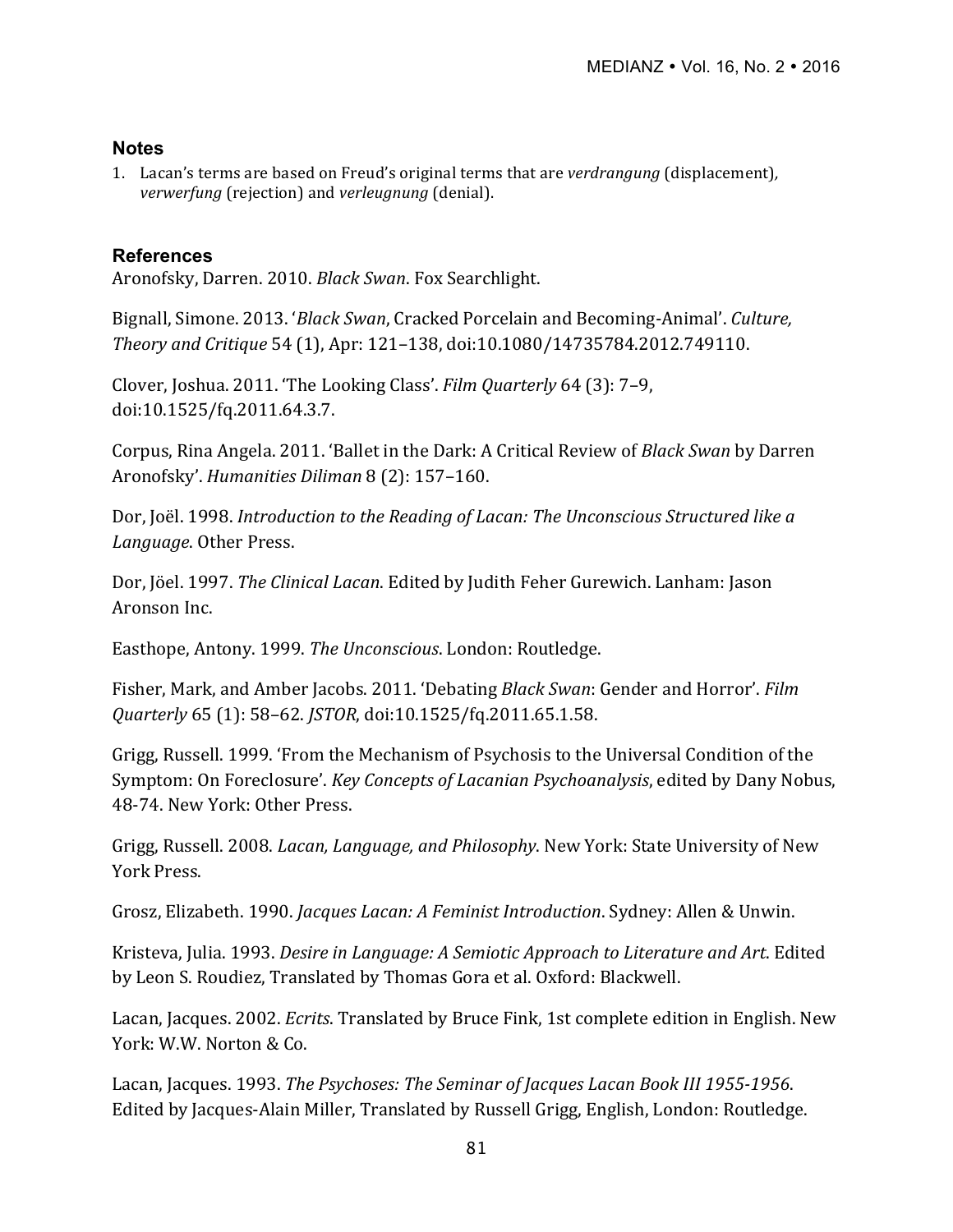## Notes

1. Lacan's terms are based on Freud's original terms that are *verdrangung* (displacement), *verwerfung* (rejection) and *verleugnung* (denial).

## References

Aronofsky, Darren. 2010. *Black Swan*. Fox Searchlight.

Bignall, Simone. 2013. '*Black Swan*, Cracked Porcelain and Becoming-Animal'. *Culture, Theory and Critique* 54 (1), Apr: 121–138, doi:10.1080/14735784.2012.749110.

Clover, Joshua. 2011. 'The Looking Class'. *Film Quarterly* 64 (3): 7–9, doi:10.1525/fq.2011.64.3.7.

Corpus, Rina Angela. 2011. 'Ballet in the Dark: A Critical Review of *Black Swan* by Darren Aronofsky'. *Humanities Diliman* 8 (2): 157–160.

Dor, Joël. 1998. *Introduction to the Reading of Lacan: The Unconscious Structured like a Language*. Other Press.

Dor, Jöel. 1997. *The Clinical Lacan*. Edited by Judith Feher Gurewich. Lanham: Jason Aronson Inc.

Easthope, Antony. 1999. *The Unconscious*. London: Routledge.

Fisher, Mark, and Amber Jacobs. 2011. 'Debating *Black Swan*: Gender and Horror'. *Film Quarterly* 65 (1): 58–62. *JSTOR*, doi:10.1525/fq.2011.65.1.58.

Grigg, Russell. 1999. 'From the Mechanism of Psychosis to the Universal Condition of the Symptom: On Foreclosure'. *Key Concepts of Lacanian Psychoanalysis*, edited by Dany Nobus, 48-74. New York: Other Press.

Grigg, Russell. 2008. *Lacan, Language, and Philosophy*. New York: State University of New York Press.

Grosz, Elizabeth. 1990. *Jacques Lacan: A Feminist Introduction*. Sydney: Allen & Unwin.

Kristeva, Julia. 1993. *Desire in Language: A Semiotic Approach to Literature and Art*. Edited by Leon S. Roudiez, Translated by Thomas Gora et al. Oxford: Blackwell.

Lacan, Jacques. 2002. *Ecrits*. Translated by Bruce Fink, 1st complete edition in English. New York: W.W. Norton & Co.

Lacan, Jacques. 1993. *The Psychoses: The Seminar of Jacques Lacan Book III 1955-1956*. Edited by Jacques-Alain Miller, Translated by Russell Grigg, English, London: Routledge.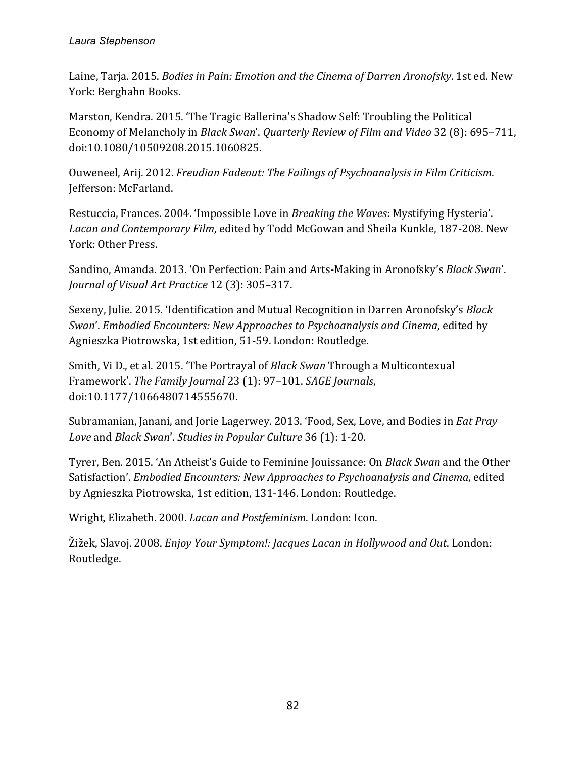Laine, Tarja. 2015. *Bodies in Pain: Emotion and the Cinema of Darren Aronofsky*. 1st ed. New York: Berghahn Books.

Marston, Kendra. 2015. 'The Tragic Ballerina's Shadow Self: Troubling the Political Economy of Melancholy in *Black Swan*'. *Quarterly Review of Film and Video* 32 (8): 695–711, doi:10.1080/10509208.2015.1060825.

Ouweneel, Arij. 2012. *Freudian Fadeout: The Failings of Psychoanalysis in Film Criticism*. Jefferson: McFarland.

Restuccia, Frances. 2004. 'Impossible Love in *Breaking the Waves*: Mystifying Hysteria'. *Lacan and Contemporary Film*, edited by Todd McGowan and Sheila Kunkle, 187-208. New York: Other Press.

Sandino, Amanda. 2013. 'On Perfection: Pain and Arts-Making in Aronofsky's *Black Swan*'. *Journal of Visual Art Practice* 12 (3): 305–317.

Sexeny, Julie. 2015. 'Identification and Mutual Recognition in Darren Aronofsky's *Black Swan*'. *Embodied Encounters: New Approaches to Psychoanalysis and Cinema*, edited by Agnieszka Piotrowska, 1st edition, 51-59. London: Routledge.

Smith, Vi D., et al. 2015. 'The Portrayal of *Black Swan* Through a Multicontexual Framework'. *The Family Journal* 23 (1): 97–101. *SAGE Journals*, doi:10.1177/1066480714555670.

Subramanian, Janani, and Jorie Lagerwey. 2013. 'Food, Sex, Love, and Bodies in *Eat Pray Love* and *Black Swan*'. *Studies in Popular Culture* 36 (1): 1-20.

Tyrer, Ben. 2015. 'An Atheist's Guide to Feminine Jouissance: On *Black Swan* and the Other Satisfaction'. *Embodied Encounters: New Approaches to Psychoanalysis and Cinema*, edited by Agnieszka Piotrowska, 1st edition, 131-146. London: Routledge.

Wright, Elizabeth. 2000. *Lacan and Postfeminism*. London: Icon.

Žižek, Slavoj. 2008. *Enjoy Your Symptom!: Jacques Lacan in Hollywood and Out*. London: Routledge.